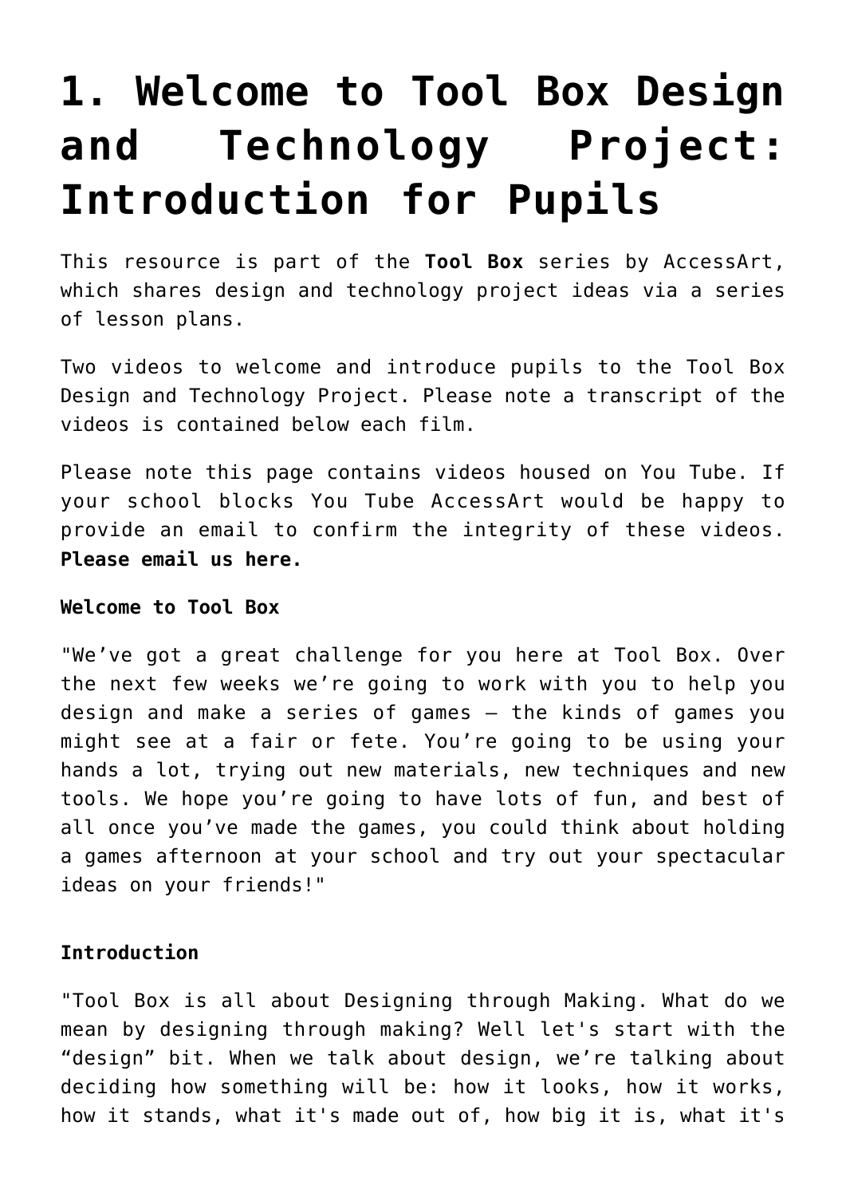# 1. Welcome to Tool Box Design and Technology Project: Introduction for Pupils

This resource is part of the **Tool Box** series by AccessArt, which shares design and technology project ideas via a series of lesson plans.

Two videos to welcome and introduce pupils to the Tool Box Design and Technology Project. Please note a transcript of the videos is contained below each film.

Please note this page contains videos housed on You Tube. If your school blocks You Tube AccessArt would be happy to provide an email to confirm the integrity of these videos. **Please email us here.**

**Welcome to Tool Box**

"We've got a great challenge for you here at Tool Box. Over the next few weeks we're going to work with you to help you design and make a series of games – the kinds of games you might see at a fair or fete. You're going to be using your hands a lot, trying out new materials, new techniques and new tools. We hope you're going to have lots of fun, and best of all once you've made the games, you could think about holding a games afternoon at your school and try out your spectacular ideas on your friends!"

**Introduction**

"Tool Box is all about Designing through Making. What do we mean by designing through making? Well let's start with the "design" bit. When we talk about design, we're talking about deciding how something will be: how it looks, how it works, how it stands, what it's made out of, how big it is, what it's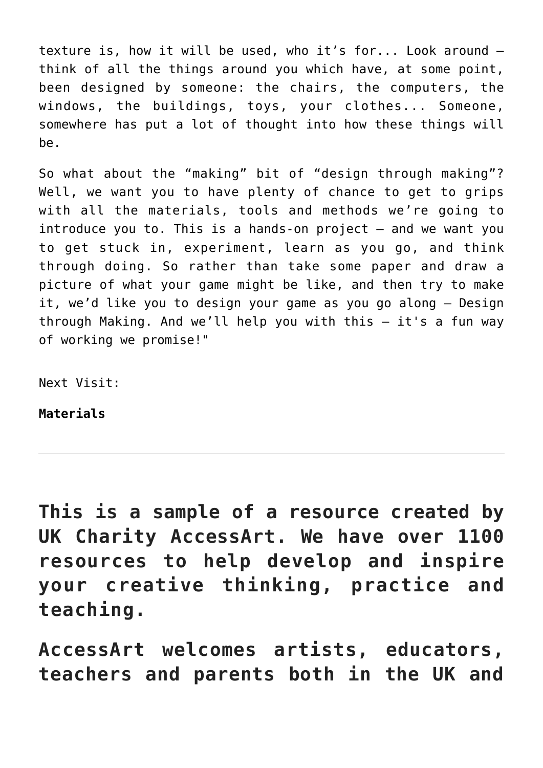texture is, how it will be used, who it's for... Look around – think of all the things around you which have, at some point, been designed by someone: the chairs, the computers, the windows, the buildings, toys, your clothes... Someone, somewhere has put a lot of thought into how these things will be.

So what about the "making" bit of "design through making"? Well, we want you to have plenty of chance to get to grips with all the materials, tools and methods we're going to introduce you to. This is a hands-on project – and we want you to get stuck in, experiment, learn as you go, and think through doing. So rather than take some paper and draw a picture of what your game might be like, and then try to make it, we'd like you to design your game as you go along – Design through Making. And we'll help you with this – it's a fun way of working we promise!"

Next Visit:

**Materials**

---

**This is a sample of a resource created by UK Charity AccessArt. We have over 1100 resources to help develop and inspire your creative thinking, practice and teaching.**

**AccessArt welcomes artists, educators, teachers and parents both in the UK and**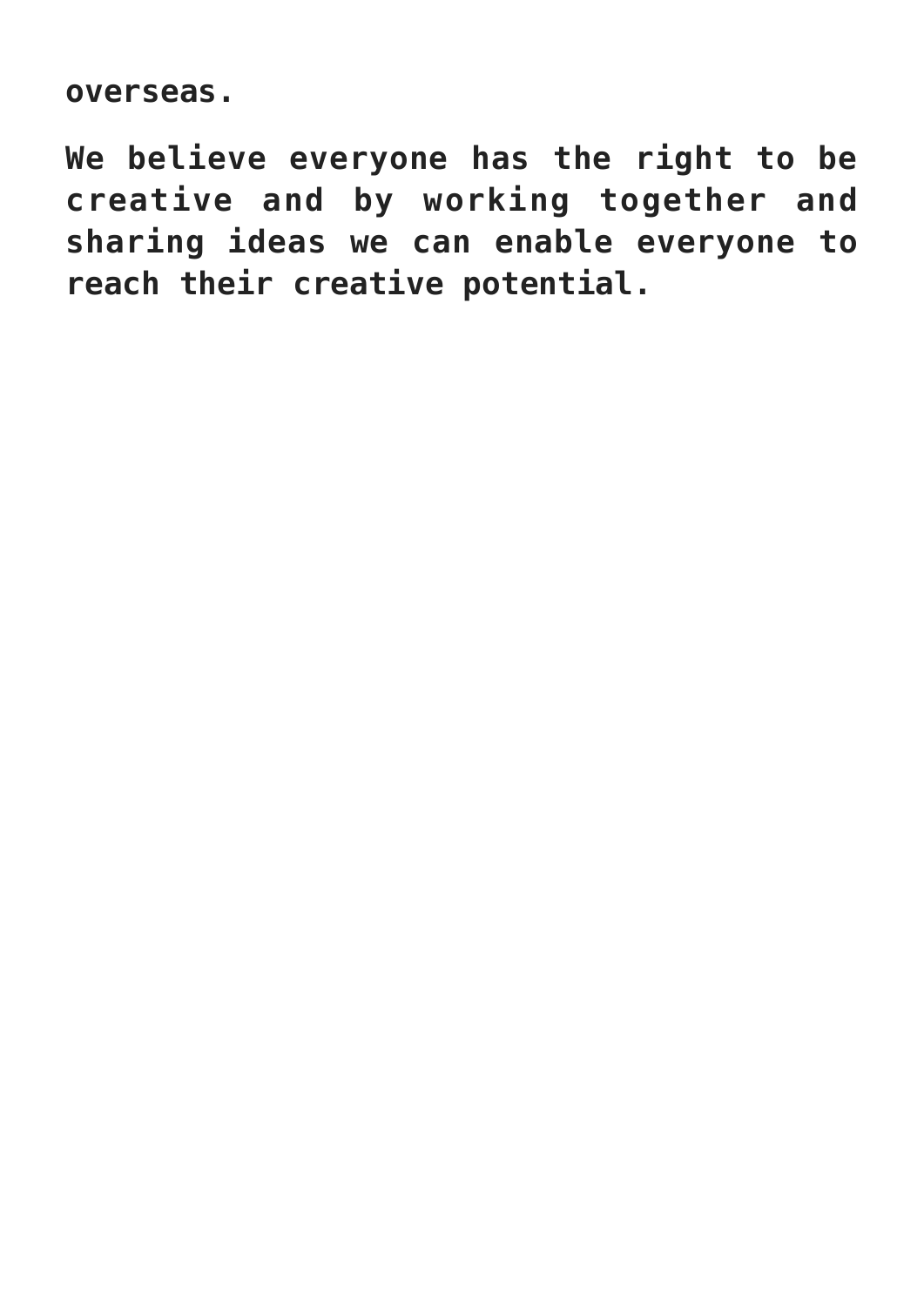**overseas.**

**We believe everyone has the right to be creative and by working together and sharing ideas we can enable everyone to reach their creative potential.**